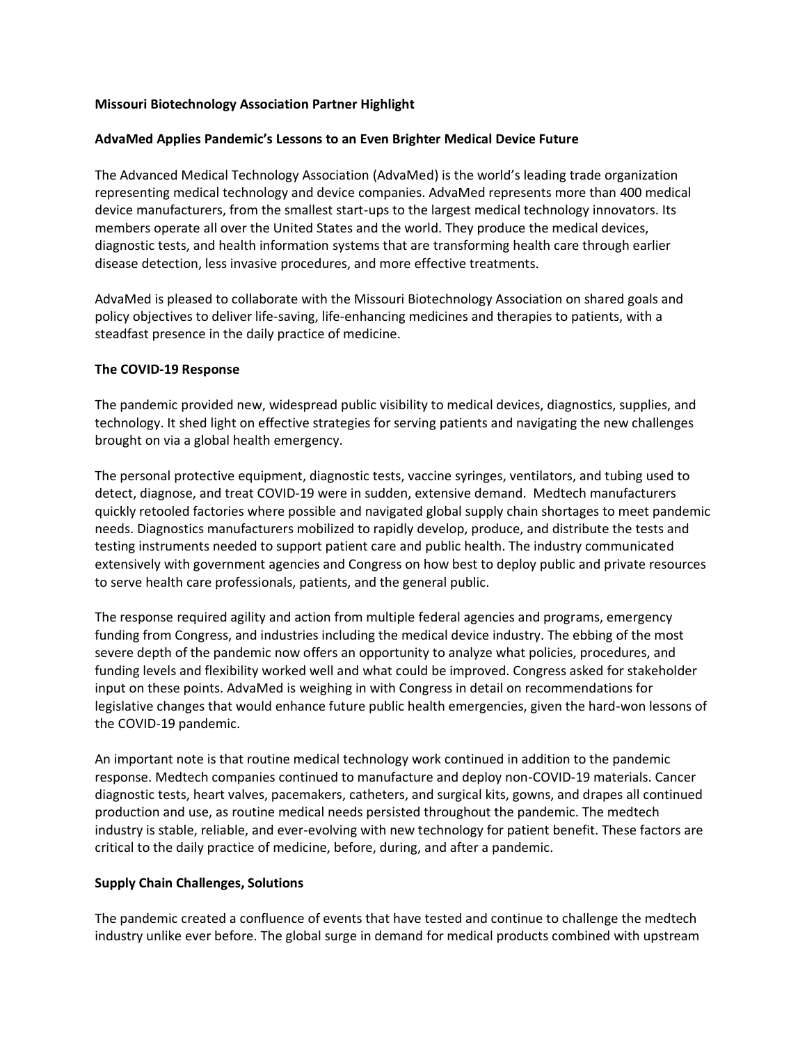**Missouri Biotechnology Association Partner Highlight**

# AdvaMed Applies Pandemic's Lessons to an Even Brighter Medical Device Future

The Advanced Medical Technology Association (AdvaMed) is the world's leading trade organization representing medical technology and device companies. AdvaMed represents more than 400 medical device manufacturers, from the smallest start-ups to the largest medical technology innovators. Its members operate all over the United States and the world. They produce the medical devices, diagnostic tests, and health information systems that are transforming health care through earlier disease detection, less invasive procedures, and more effective treatments.

AdvaMed is pleased to collaborate with the Missouri Biotechnology Association on shared goals and policy objectives to deliver life-saving, life-enhancing medicines and therapies to patients, with a steadfast presence in the daily practice of medicine.

## The COVID-19 Response

The pandemic provided new, widespread public visibility to medical devices, diagnostics, supplies, and technology. It shed light on effective strategies for serving patients and navigating the new challenges brought on via a global health emergency.

The personal protective equipment, diagnostic tests, vaccine syringes, ventilators, and tubing used to detect, diagnose, and treat COVID-19 were in sudden, extensive demand. Medtech manufacturers quickly retooled factories where possible and navigated global supply chain shortages to meet pandemic needs. Diagnostics manufacturers mobilized to rapidly develop, produce, and distribute the tests and testing instruments needed to support patient care and public health. The industry communicated extensively with government agencies and Congress on how best to deploy public and private resources to serve health care professionals, patients, and the general public.

The response required agility and action from multiple federal agencies and programs, emergency funding from Congress, and industries including the medical device industry. The ebbing of the most severe depth of the pandemic now offers an opportunity to analyze what policies, procedures, and funding levels and flexibility worked well and what could be improved. Congress asked for stakeholder input on these points. AdvaMed is weighing in with Congress in detail on recommendations for legislative changes that would enhance future public health emergencies, given the hard-won lessons of the COVID-19 pandemic.

An important note is that routine medical technology work continued in addition to the pandemic response. Medtech companies continued to manufacture and deploy non-COVID-19 materials. Cancer diagnostic tests, heart valves, pacemakers, catheters, and surgical kits, gowns, and drapes all continued production and use, as routine medical needs persisted throughout the pandemic. The medtech industry is stable, reliable, and ever-evolving with new technology for patient benefit. These factors are critical to the daily practice of medicine, before, during, and after a pandemic.

## Supply Chain Challenges, Solutions

The pandemic created a confluence of events that have tested and continue to challenge the medtech industry unlike ever before. The global surge in demand for medical products combined with upstream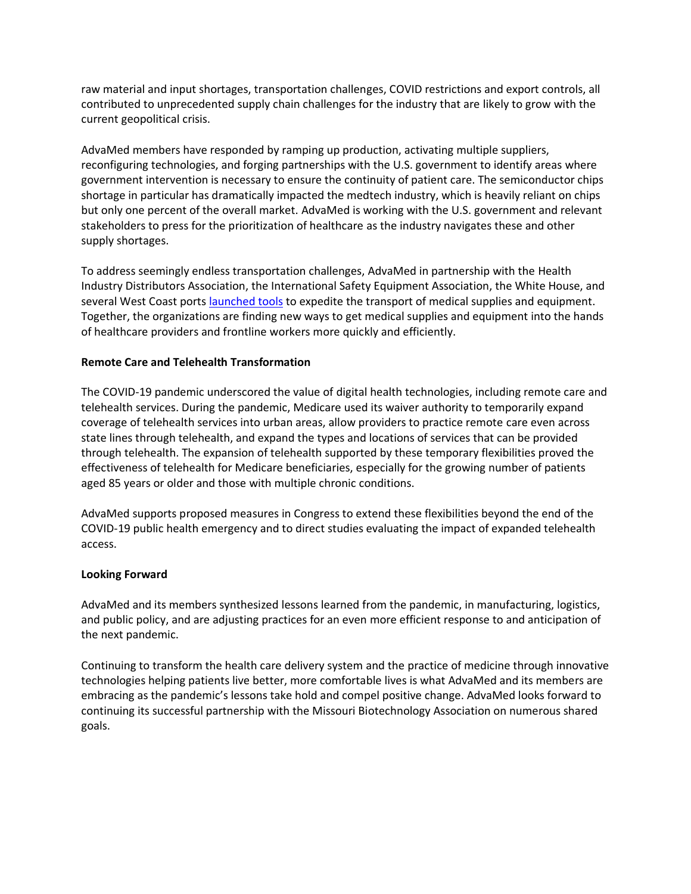raw material and input shortages, transportation challenges, COVID restrictions and export controls, all contributed to unprecedented supply chain challenges for the industry that are likely to grow with the current geopolitical crisis.

AdvaMed members have responded by ramping up production, activating multiple suppliers, reconfiguring technologies, and forging partnerships with the U.S. government to identify areas where government intervention is necessary to ensure the continuity of patient care. The semiconductor chips shortage in particular has dramatically impacted the medtech industry, which is heavily reliant on chips but only one percent of the overall market. AdvaMed is working with the U.S. government and relevant stakeholders to press for the prioritization of healthcare as the industry navigates these and other supply shortages.

To address seemingly endless transportation challenges, AdvaMed in partnership with the Health Industry Distributors Association, the International Safety Equipment Association, the White House, and several West Coast ports launched tools to expedite the transport of medical supplies and equipment. Together, the organizations are finding new ways to get medical supplies and equipment into the hands of healthcare providers and frontline workers more quickly and efficiently.

**Remote Care and Telehealth Transformation**

The COVID-19 pandemic underscored the value of digital health technologies, including remote care and telehealth services. During the pandemic, Medicare used its waiver authority to temporarily expand coverage of telehealth services into urban areas, allow providers to practice remote care even across state lines through telehealth, and expand the types and locations of services that can be provided through telehealth. The expansion of telehealth supported by these temporary flexibilities proved the effectiveness of telehealth for Medicare beneficiaries, especially for the growing number of patients aged 85 years or older and those with multiple chronic conditions.

AdvaMed supports proposed measures in Congress to extend these flexibilities beyond the end of the COVID-19 public health emergency and to direct studies evaluating the impact of expanded telehealth access.

**Looking Forward**

AdvaMed and its members synthesized lessons learned from the pandemic, in manufacturing, logistics, and public policy, and are adjusting practices for an even more efficient response to and anticipation of the next pandemic.

Continuing to transform the health care delivery system and the practice of medicine through innovative technologies helping patients live better, more comfortable lives is what AdvaMed and its members are embracing as the pandemic's lessons take hold and compel positive change. AdvaMed looks forward to continuing its successful partnership with the Missouri Biotechnology Association on numerous shared goals.